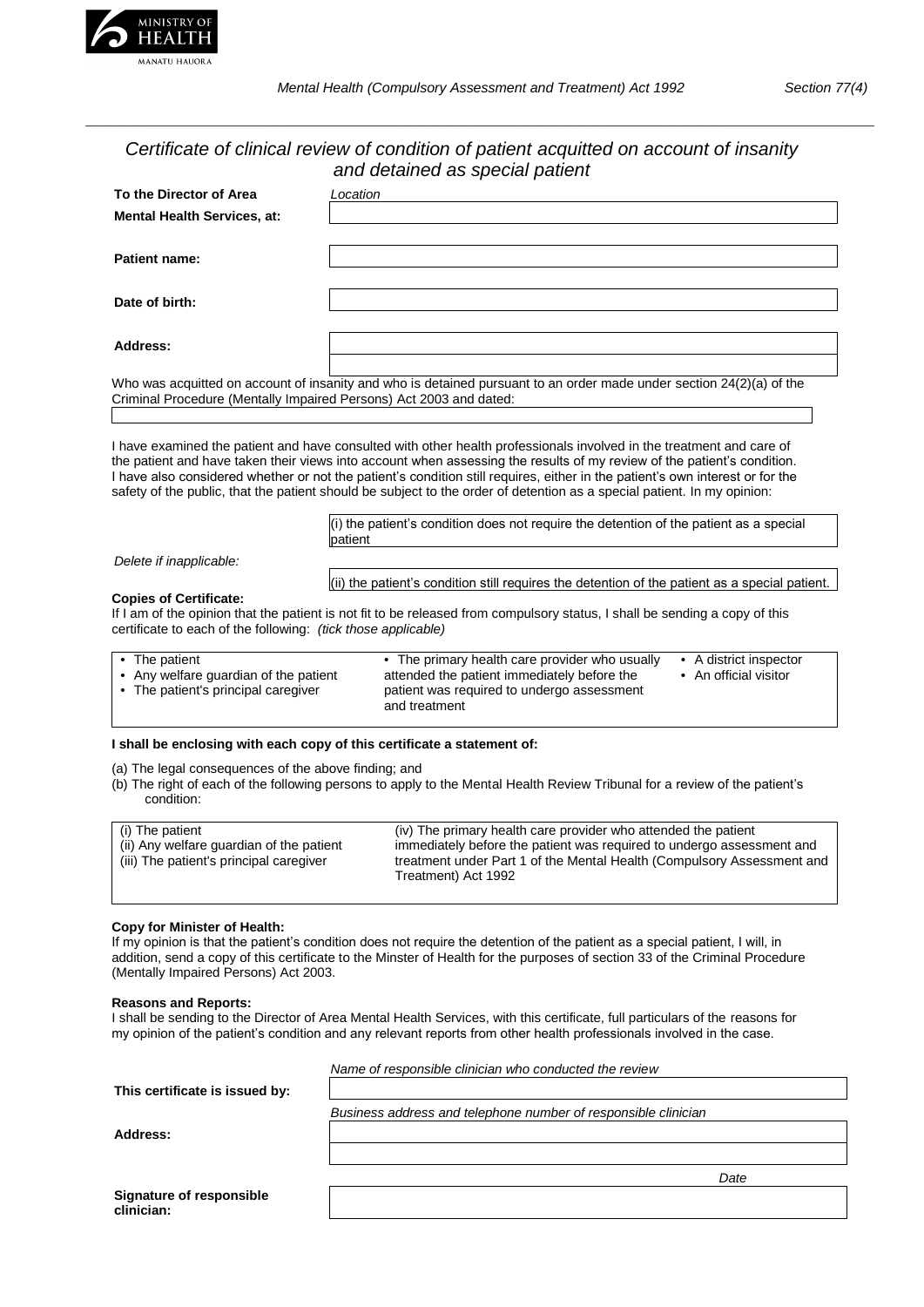MINISTRY OF HEALTH
MANATU HAUORA

*Mental Health (Compulsory Assessment and Treatment) Act 1992* *Section 77(4)*

# *Certificate of clinical review of condition of patient acquitted on account of insanity and detained as special patient*

**To the Director of Area Mental Health Services, at:** *Location* \_\_\_\_\_\_\_\_\_\_

**Patient name:** \_\_\_\_\_\_\_\_\_\_

**Date of birth:** \_\_\_\_\_\_\_\_\_\_

**Address:** \_\_\_\_\_\_\_\_\_\_

Who was acquitted on account of insanity and who is detained pursuant to an order made under section 24(2)(a) of the Criminal Procedure (Mentally Impaired Persons) Act 2003 and dated: \_\_\_\_\_\_\_\_\_\_

I have examined the patient and have consulted with other health professionals involved in the treatment and care of the patient and have taken their views into account when assessing the results of my review of the patient's condition. I have also considered whether or not the patient's condition still requires, either in the patient's own interest or for the safety of the public, that the patient should be subject to the order of detention as a special patient. In my opinion:

*Delete if inapplicable:*

(i) the patient's condition does not require the detention of the patient as a special patient

(ii) the patient's condition still requires the detention of the patient as a special patient.

**Copies of Certificate:**
If I am of the opinion that the patient is not fit to be released from compulsory status, I shall be sending a copy of this certificate to each of the following: *(tick those applicable)*

- The patient
- Any welfare guardian of the patient
- The patient's principal caregiver
- The primary health care provider who usually attended the patient immediately before the patient was required to undergo assessment and treatment
- A district inspector
- An official visitor

**I shall be enclosing with each copy of this certificate a statement of:**

(a) The legal consequences of the above finding; and
(b) The right of each of the following persons to apply to the Mental Health Review Tribunal for a review of the patient's condition:

(i) The patient
(ii) Any welfare guardian of the patient
(iii) The patient's principal caregiver
(iv) The primary health care provider who attended the patient immediately before the patient was required to undergo assessment and treatment under Part 1 of the Mental Health (Compulsory Assessment and Treatment) Act 1992

**Copy for Minister of Health:**
If my opinion is that the patient's condition does not require the detention of the patient as a special patient, I will, in addition, send a copy of this certificate to the Minster of Health for the purposes of section 33 of the Criminal Procedure (Mentally Impaired Persons) Act 2003.

**Reasons and Reports:**
I shall be sending to the Director of Area Mental Health Services, with this certificate, full particulars of the reasons for my opinion of the patient's condition and any relevant reports from other health professionals involved in the case.

**This certificate is issued by:** *Name of responsible clinician who conducted the review* \_\_\_\_\_\_\_\_\_\_

**Address:** *Business address and telephone number of responsible clinician* \_\_\_\_\_\_\_\_\_\_

**Signature of responsible clinician:** \_\_\_\_\_\_\_\_\_\_ *Date* \_\_\_\_\_\_\_\_\_\_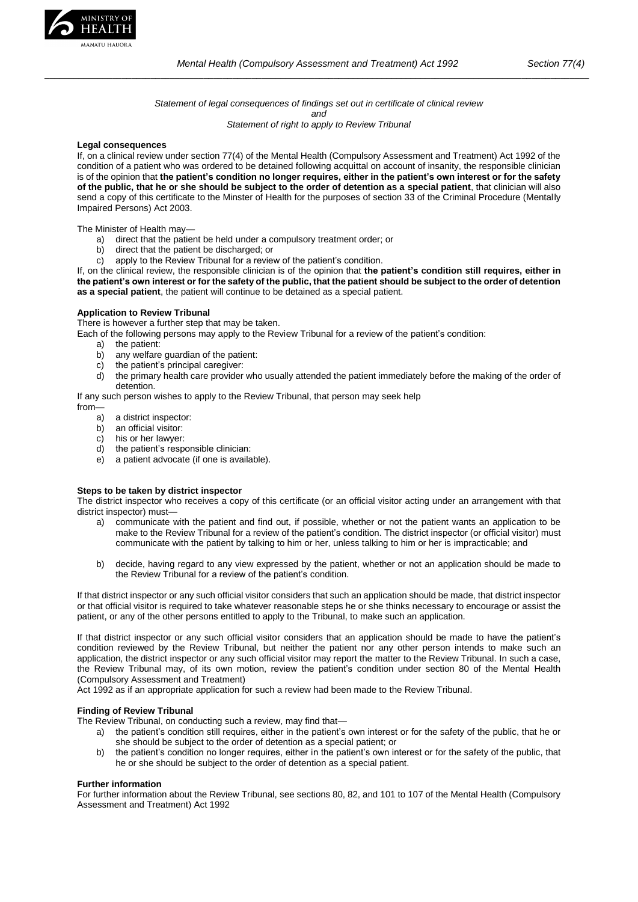*Statement of legal consequences of findings set out in certificate of clinical review*
*and*
*Statement of right to apply to Review Tribunal*

**Legal consequences**

If, on a clinical review under section 77(4) of the Mental Health (Compulsory Assessment and Treatment) Act 1992 of the condition of a patient who was ordered to be detained following acquittal on account of insanity, the responsible clinician is of the opinion that **the patient's condition no longer requires, either in the patient's own interest or for the safety of the public, that he or she should be subject to the order of detention as a special patient**, that clinician will also send a copy of this certificate to the Minster of Health for the purposes of section 33 of the Criminal Procedure (Mentally Impaired Persons) Act 2003.

The Minister of Health may—

a) direct that the patient be held under a compulsory treatment order; or
b) direct that the patient be discharged; or
c) apply to the Review Tribunal for a review of the patient's condition.

If, on the clinical review, the responsible clinician is of the opinion that **the patient's condition still requires, either in the patient's own interest or for the safety of the public, that the patient should be subject to the order of detention as a special patient**, the patient will continue to be detained as a special patient.

**Application to Review Tribunal**

There is however a further step that may be taken.

Each of the following persons may apply to the Review Tribunal for a review of the patient's condition:

a) the patient:
b) any welfare guardian of the patient:
c) the patient's principal caregiver:
d) the primary health care provider who usually attended the patient immediately before the making of the order of detention.

If any such person wishes to apply to the Review Tribunal, that person may seek help from—

a) a district inspector:
b) an official visitor:
c) his or her lawyer:
d) the patient's responsible clinician:
e) a patient advocate (if one is available).

**Steps to be taken by district inspector**

The district inspector who receives a copy of this certificate (or an official visitor acting under an arrangement with that district inspector) must—

a) communicate with the patient and find out, if possible, whether or not the patient wants an application to be make to the Review Tribunal for a review of the patient's condition. The district inspector (or official visitor) must communicate with the patient by talking to him or her, unless talking to him or her is impracticable; and

b) decide, having regard to any view expressed by the patient, whether or not an application should be made to the Review Tribunal for a review of the patient's condition.

If that district inspector or any such official visitor considers that such an application should be made, that district inspector or that official visitor is required to take whatever reasonable steps he or she thinks necessary to encourage or assist the patient, or any of the other persons entitled to apply to the Tribunal, to make such an application.

If that district inspector or any such official visitor considers that an application should be made to have the patient's condition reviewed by the Review Tribunal, but neither the patient nor any other person intends to make such an application, the district inspector or any such official visitor may report the matter to the Review Tribunal. In such a case, the Review Tribunal may, of its own motion, review the patient's condition under section 80 of the Mental Health (Compulsory Assessment and Treatment) Act 1992 as if an appropriate application for such a review had been made to the Review Tribunal.

**Finding of Review Tribunal**

The Review Tribunal, on conducting such a review, may find that—

a) the patient's condition still requires, either in the patient's own interest or for the safety of the public, that he or she should be subject to the order of detention as a special patient; or
b) the patient's condition no longer requires, either in the patient's own interest or for the safety of the public, that he or she should be subject to the order of detention as a special patient.

**Further information**

For further information about the Review Tribunal, see sections 80, 82, and 101 to 107 of the Mental Health (Compulsory Assessment and Treatment) Act 1992